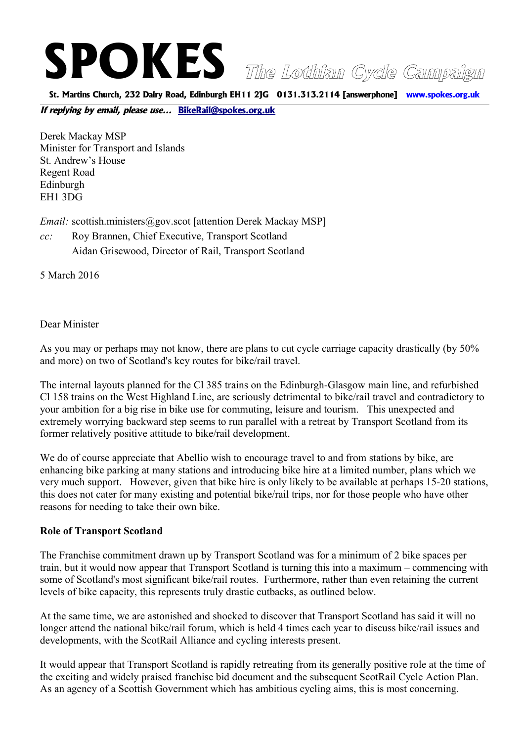# SPOKES *The Lothian Cycle Campaign*

**St. Martins Church, 232 Dalry Road, Edinburgh EH11 2JG 0131.313.2114 [answerphone] www.spokes.org.uk**

***If replying by email, please use...*** **BikeRail@spokes.org.uk**

Derek Mackay MSP
Minister for Transport and Islands
St. Andrew's House
Regent Road
Edinburgh
EH1 3DG

*Email:* scottish.ministers@gov.scot [attention Derek Mackay MSP]

*cc:* Roy Brannen, Chief Executive, Transport Scotland
Aidan Grisewood, Director of Rail, Transport Scotland

5 March 2016

Dear Minister

As you may or perhaps may not know, there are plans to cut cycle carriage capacity drastically (by 50% and more) on two of Scotland's key routes for bike/rail travel.

The internal layouts planned for the Cl 385 trains on the Edinburgh-Glasgow main line, and refurbished Cl 158 trains on the West Highland Line, are seriously detrimental to bike/rail travel and contradictory to your ambition for a big rise in bike use for commuting, leisure and tourism. This unexpected and extremely worrying backward step seems to run parallel with a retreat by Transport Scotland from its former relatively positive attitude to bike/rail development.

We do of course appreciate that Abellio wish to encourage travel to and from stations by bike, are enhancing bike parking at many stations and introducing bike hire at a limited number, plans which we very much support. However, given that bike hire is only likely to be available at perhaps 15-20 stations, this does not cater for many existing and potential bike/rail trips, nor for those people who have other reasons for needing to take their own bike.

**Role of Transport Scotland**

The Franchise commitment drawn up by Transport Scotland was for a minimum of 2 bike spaces per train, but it would now appear that Transport Scotland is turning this into a maximum – commencing with some of Scotland's most significant bike/rail routes. Furthermore, rather than even retaining the current levels of bike capacity, this represents truly drastic cutbacks, as outlined below.

At the same time, we are astonished and shocked to discover that Transport Scotland has said it will no longer attend the national bike/rail forum, which is held 4 times each year to discuss bike/rail issues and developments, with the ScotRail Alliance and cycling interests present.

It would appear that Transport Scotland is rapidly retreating from its generally positive role at the time of the exciting and widely praised franchise bid document and the subsequent ScotRail Cycle Action Plan. As an agency of a Scottish Government which has ambitious cycling aims, this is most concerning.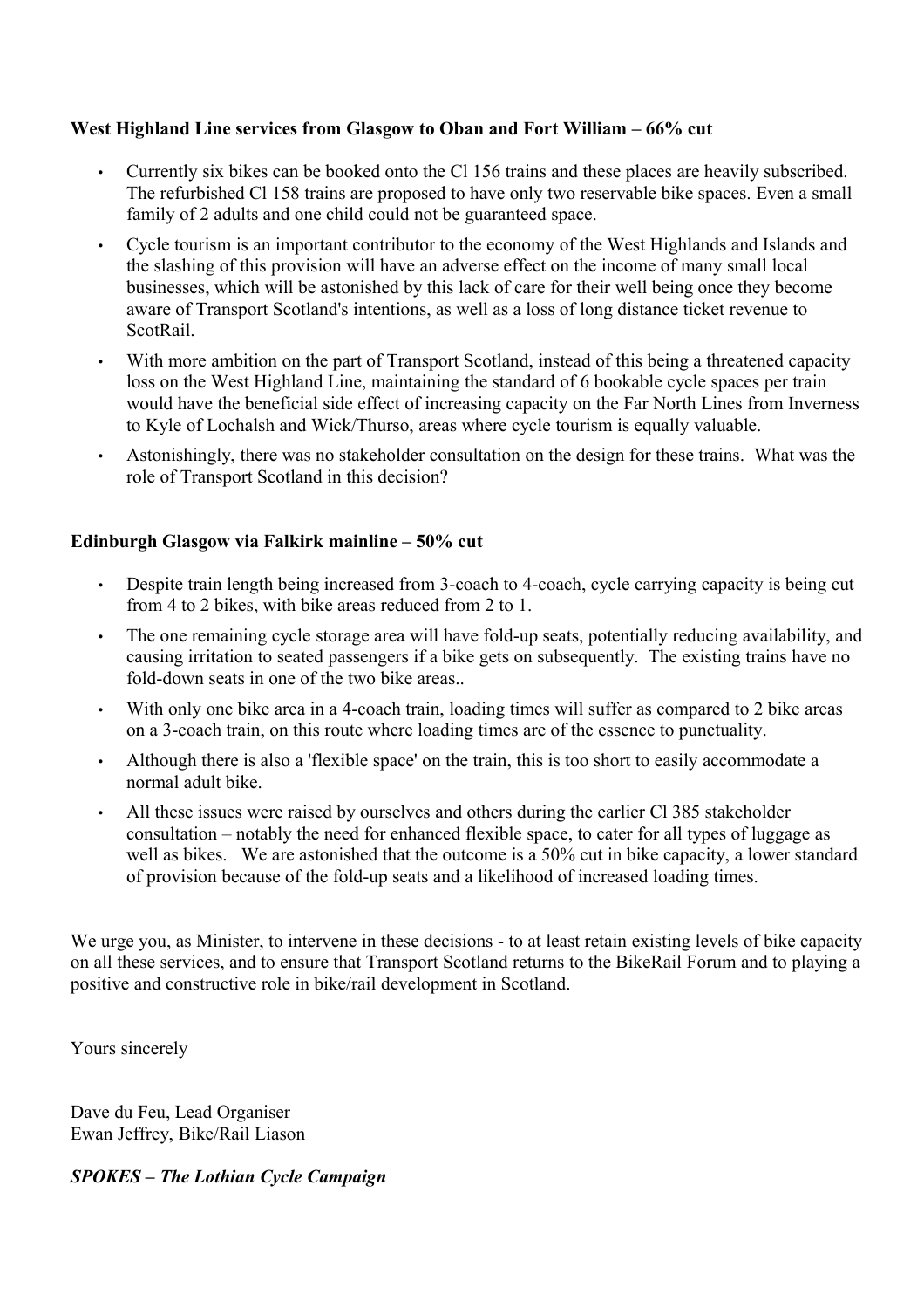**West Highland Line services from Glasgow to Oban and Fort William – 66% cut**

- Currently six bikes can be booked onto the Cl 156 trains and these places are heavily subscribed. The refurbished Cl 158 trains are proposed to have only two reservable bike spaces. Even a small family of 2 adults and one child could not be guaranteed space.
- Cycle tourism is an important contributor to the economy of the West Highlands and Islands and the slashing of this provision will have an adverse effect on the income of many small local businesses, which will be astonished by this lack of care for their well being once they become aware of Transport Scotland's intentions, as well as a loss of long distance ticket revenue to ScotRail.
- With more ambition on the part of Transport Scotland, instead of this being a threatened capacity loss on the West Highland Line, maintaining the standard of 6 bookable cycle spaces per train would have the beneficial side effect of increasing capacity on the Far North Lines from Inverness to Kyle of Lochalsh and Wick/Thurso, areas where cycle tourism is equally valuable.
- Astonishingly, there was no stakeholder consultation on the design for these trains. What was the role of Transport Scotland in this decision?

**Edinburgh Glasgow via Falkirk mainline – 50% cut**

- Despite train length being increased from 3-coach to 4-coach, cycle carrying capacity is being cut from 4 to 2 bikes, with bike areas reduced from 2 to 1.
- The one remaining cycle storage area will have fold-up seats, potentially reducing availability, and causing irritation to seated passengers if a bike gets on subsequently. The existing trains have no fold-down seats in one of the two bike areas..
- With only one bike area in a 4-coach train, loading times will suffer as compared to 2 bike areas on a 3-coach train, on this route where loading times are of the essence to punctuality.
- Although there is also a 'flexible space' on the train, this is too short to easily accommodate a normal adult bike.
- All these issues were raised by ourselves and others during the earlier Cl 385 stakeholder consultation – notably the need for enhanced flexible space, to cater for all types of luggage as well as bikes. We are astonished that the outcome is a 50% cut in bike capacity, a lower standard of provision because of the fold-up seats and a likelihood of increased loading times.

We urge you, as Minister, to intervene in these decisions - to at least retain existing levels of bike capacity on all these services, and to ensure that Transport Scotland returns to the BikeRail Forum and to playing a positive and constructive role in bike/rail development in Scotland.

Yours sincerely

Dave du Feu, Lead Organiser
Ewan Jeffrey, Bike/Rail Liason

***SPOKES – The Lothian Cycle Campaign***